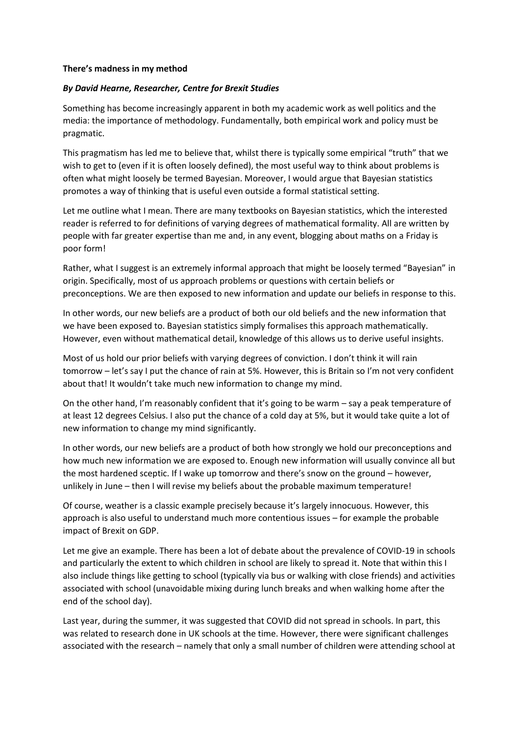**There's madness in my method**

***By David Hearne, Researcher, Centre for Brexit Studies***

Something has become increasingly apparent in both my academic work as well politics and the media: the importance of methodology. Fundamentally, both empirical work and policy must be pragmatic.

This pragmatism has led me to believe that, whilst there is typically some empirical "truth" that we wish to get to (even if it is often loosely defined), the most useful way to think about problems is often what might loosely be termed Bayesian. Moreover, I would argue that Bayesian statistics promotes a way of thinking that is useful even outside a formal statistical setting.

Let me outline what I mean. There are many textbooks on Bayesian statistics, which the interested reader is referred to for definitions of varying degrees of mathematical formality. All are written by people with far greater expertise than me and, in any event, blogging about maths on a Friday is poor form!

Rather, what I suggest is an extremely informal approach that might be loosely termed "Bayesian" in origin. Specifically, most of us approach problems or questions with certain beliefs or preconceptions. We are then exposed to new information and update our beliefs in response to this.

In other words, our new beliefs are a product of both our old beliefs and the new information that we have been exposed to. Bayesian statistics simply formalises this approach mathematically. However, even without mathematical detail, knowledge of this allows us to derive useful insights.

Most of us hold our prior beliefs with varying degrees of conviction. I don't think it will rain tomorrow – let's say I put the chance of rain at 5%. However, this is Britain so I'm not very confident about that! It wouldn't take much new information to change my mind.

On the other hand, I'm reasonably confident that it's going to be warm – say a peak temperature of at least 12 degrees Celsius. I also put the chance of a cold day at 5%, but it would take quite a lot of new information to change my mind significantly.

In other words, our new beliefs are a product of both how strongly we hold our preconceptions and how much new information we are exposed to. Enough new information will usually convince all but the most hardened sceptic. If I wake up tomorrow and there's snow on the ground – however, unlikely in June – then I will revise my beliefs about the probable maximum temperature!

Of course, weather is a classic example precisely because it's largely innocuous. However, this approach is also useful to understand much more contentious issues – for example the probable impact of Brexit on GDP.

Let me give an example. There has been a lot of debate about the prevalence of COVID-19 in schools and particularly the extent to which children in school are likely to spread it. Note that within this I also include things like getting to school (typically via bus or walking with close friends) and activities associated with school (unavoidable mixing during lunch breaks and when walking home after the end of the school day).

Last year, during the summer, it was suggested that COVID did not spread in schools. In part, this was related to research done in UK schools at the time. However, there were significant challenges associated with the research – namely that only a small number of children were attending school at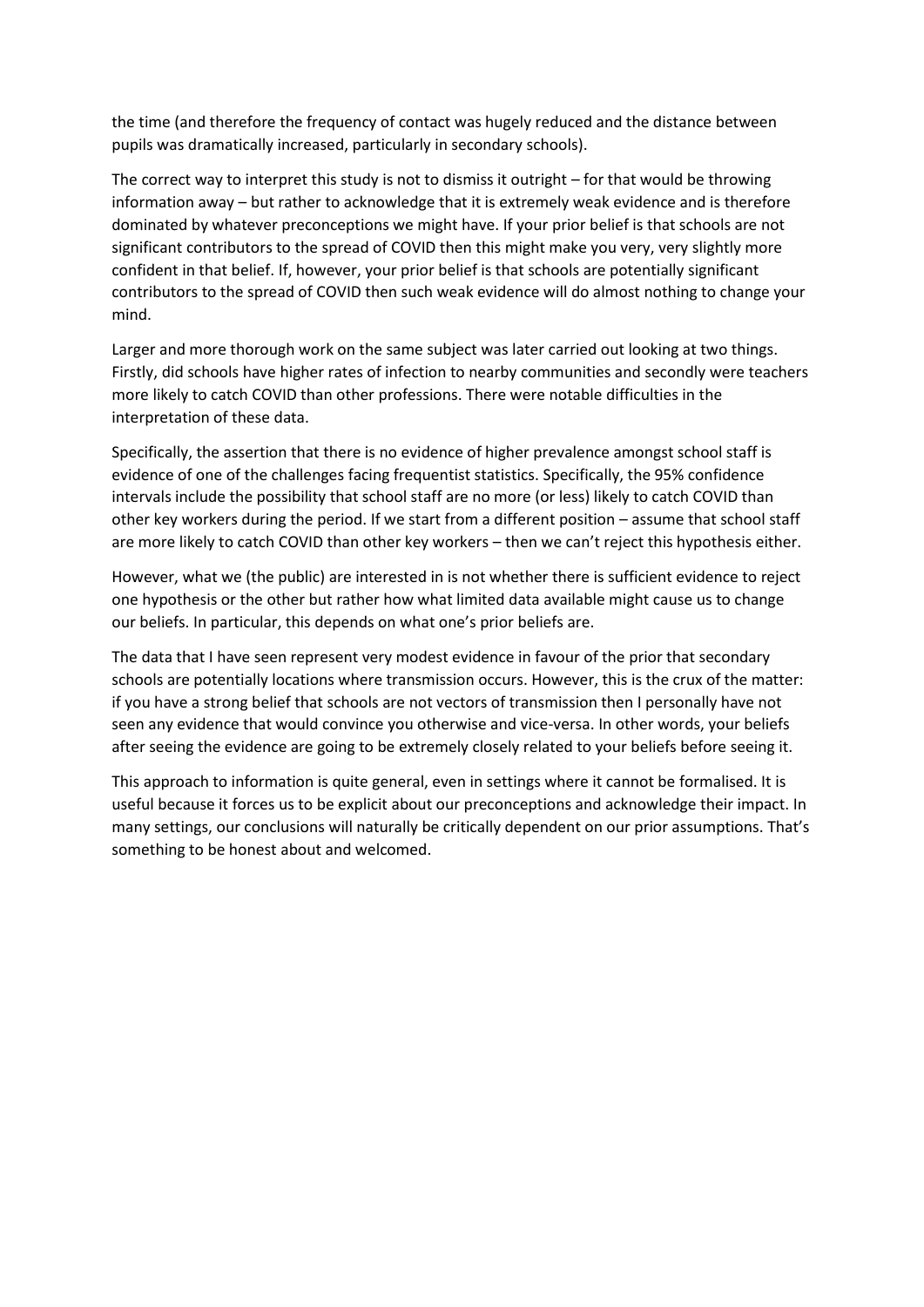the time (and therefore the frequency of contact was hugely reduced and the distance between pupils was dramatically increased, particularly in secondary schools).

The correct way to interpret this study is not to dismiss it outright – for that would be throwing information away – but rather to acknowledge that it is extremely weak evidence and is therefore dominated by whatever preconceptions we might have. If your prior belief is that schools are not significant contributors to the spread of COVID then this might make you very, very slightly more confident in that belief. If, however, your prior belief is that schools are potentially significant contributors to the spread of COVID then such weak evidence will do almost nothing to change your mind.

Larger and more thorough work on the same subject was later carried out looking at two things. Firstly, did schools have higher rates of infection to nearby communities and secondly were teachers more likely to catch COVID than other professions. There were notable difficulties in the interpretation of these data.

Specifically, the assertion that there is no evidence of higher prevalence amongst school staff is evidence of one of the challenges facing frequentist statistics. Specifically, the 95% confidence intervals include the possibility that school staff are no more (or less) likely to catch COVID than other key workers during the period. If we start from a different position – assume that school staff are more likely to catch COVID than other key workers – then we can't reject this hypothesis either.

However, what we (the public) are interested in is not whether there is sufficient evidence to reject one hypothesis or the other but rather how what limited data available might cause us to change our beliefs. In particular, this depends on what one's prior beliefs are.

The data that I have seen represent very modest evidence in favour of the prior that secondary schools are potentially locations where transmission occurs. However, this is the crux of the matter: if you have a strong belief that schools are not vectors of transmission then I personally have not seen any evidence that would convince you otherwise and vice-versa. In other words, your beliefs after seeing the evidence are going to be extremely closely related to your beliefs before seeing it.

This approach to information is quite general, even in settings where it cannot be formalised. It is useful because it forces us to be explicit about our preconceptions and acknowledge their impact. In many settings, our conclusions will naturally be critically dependent on our prior assumptions. That's something to be honest about and welcomed.